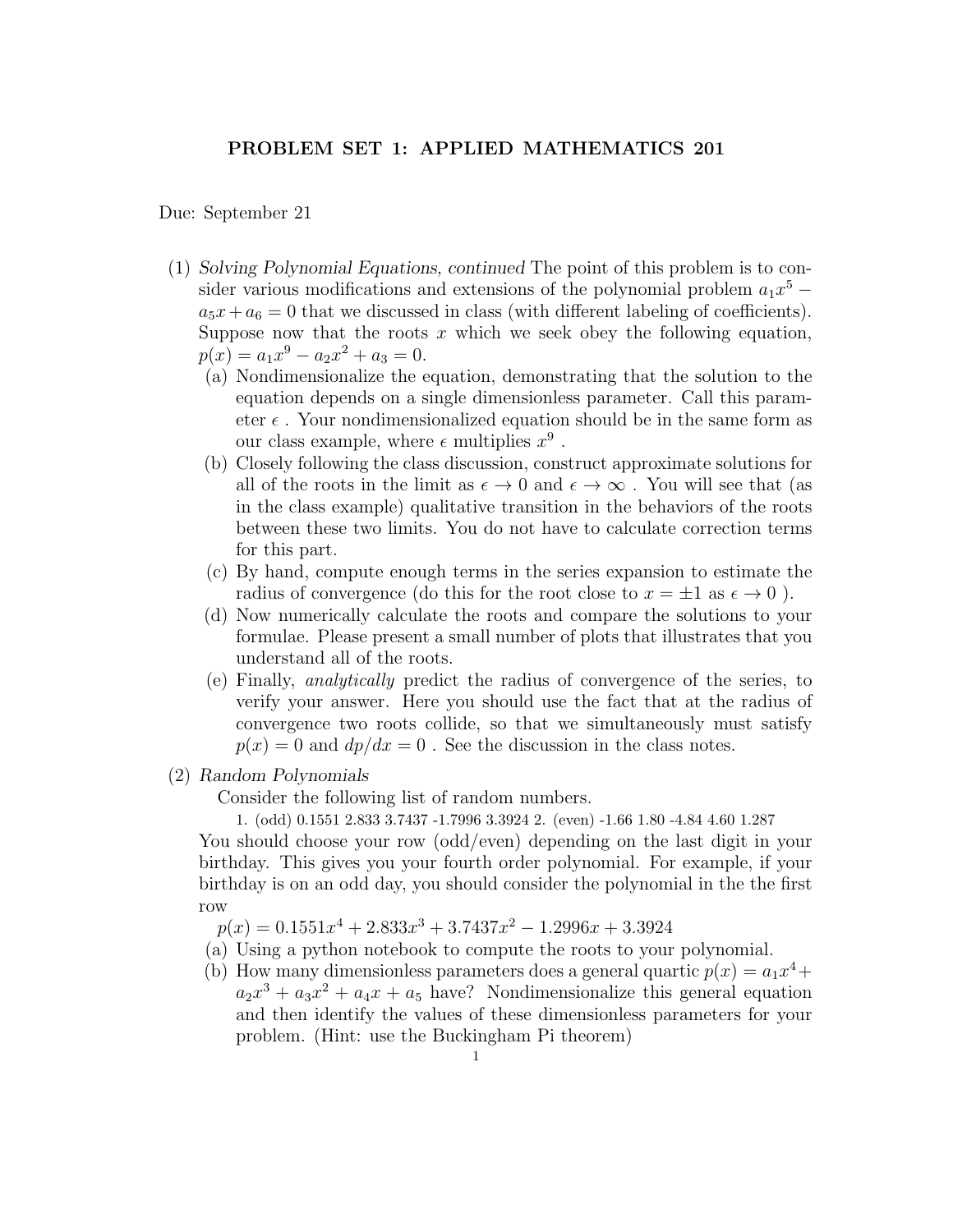# PROBLEM SET 1: APPLIED MATHEMATICS 201

Due: September 21

(1) *Solving Polynomial Equations, continued* The point of this problem is to consider various modifications and extensions of the polynomial problem $a_1 x^5 - a_5 x + a_6 = 0$ that we discussed in class (with different labeling of coefficients). Suppose now that the roots $x$ which we seek obey the following equation, $p(x) = a_1 x^9 - a_2 x^2 + a_3 = 0$.

   (a) Nondimensionalize the equation, demonstrating that the solution to the equation depends on a single dimensionless parameter. Call this parameter $\epsilon$ . Your nondimensionalized equation should be in the same form as our class example, where $\epsilon$ multiplies $x^9$ .

   (b) Closely following the class discussion, construct approximate solutions for all of the roots in the limit as $\epsilon \to 0$ and $\epsilon \to \infty$ . You will see that (as in the class example) qualitative transition in the behaviors of the roots between these two limits. You do not have to calculate correction terms for this part.

   (c) By hand, compute enough terms in the series expansion to estimate the radius of convergence (do this for the root close to $x = \pm 1$ as $\epsilon \to 0$ ).

   (d) Now numerically calculate the roots and compare the solutions to your formulae. Please present a small number of plots that illustrates that you understand all of the roots.

   (e) Finally, *analytically* predict the radius of convergence of the series, to verify your answer. Here you should use the fact that at the radius of convergence two roots collide, so that we simultaneously must satisfy $p(x) = 0$ and $dp/dx = 0$ . See the discussion in the class notes.

(2) *Random Polynomials*

   Consider the following list of random numbers.

   1. (odd) 0.1551 2.833 3.7437 -1.7996 3.3924 2. (even) -1.66 1.80 -4.84 4.60 1.287

   You should choose your row (odd/even) depending on the last digit in your birthday. This gives you your fourth order polynomial. For example, if your birthday is on an odd day, you should consider the polynomial in the the first row

   $p(x) = 0.1551x^4 + 2.833x^3 + 3.7437x^2 - 1.2996x + 3.3924$

   (a) Using a python notebook to compute the roots to your polynomial.

   (b) How many dimensionless parameters does a general quartic $p(x) = a_1 x^4 + a_2 x^3 + a_3 x^2 + a_4 x + a_5$ have? Nondimensionalize this general equation and then identify the values of these dimensionless parameters for your problem. (Hint: use the Buckingham Pi theorem)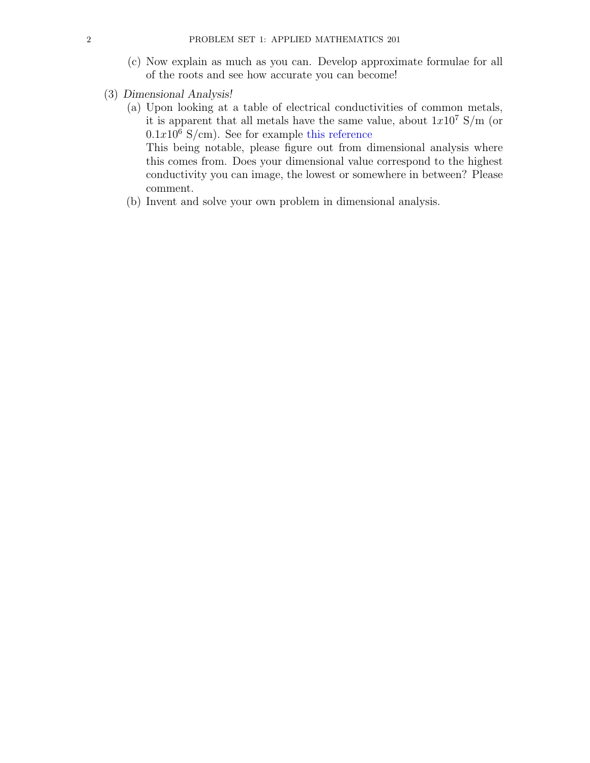(c) Now explain as much as you can. Develop approximate formulae for all of the roots and see how accurate you can become!

(3) *Dimensional Analysis!*

   (a) Upon looking at a table of electrical conductivities of common metals, it is apparent that all metals have the same value, about $1x10^7$ S/m (or $0.1x10^6$ S/cm). See for example this reference

   This being notable, please figure out from dimensional analysis where this comes from. Does your dimensional value correspond to the highest conductivity you can image, the lowest or somewhere in between? Please comment.

   (b) Invent and solve your own problem in dimensional analysis.